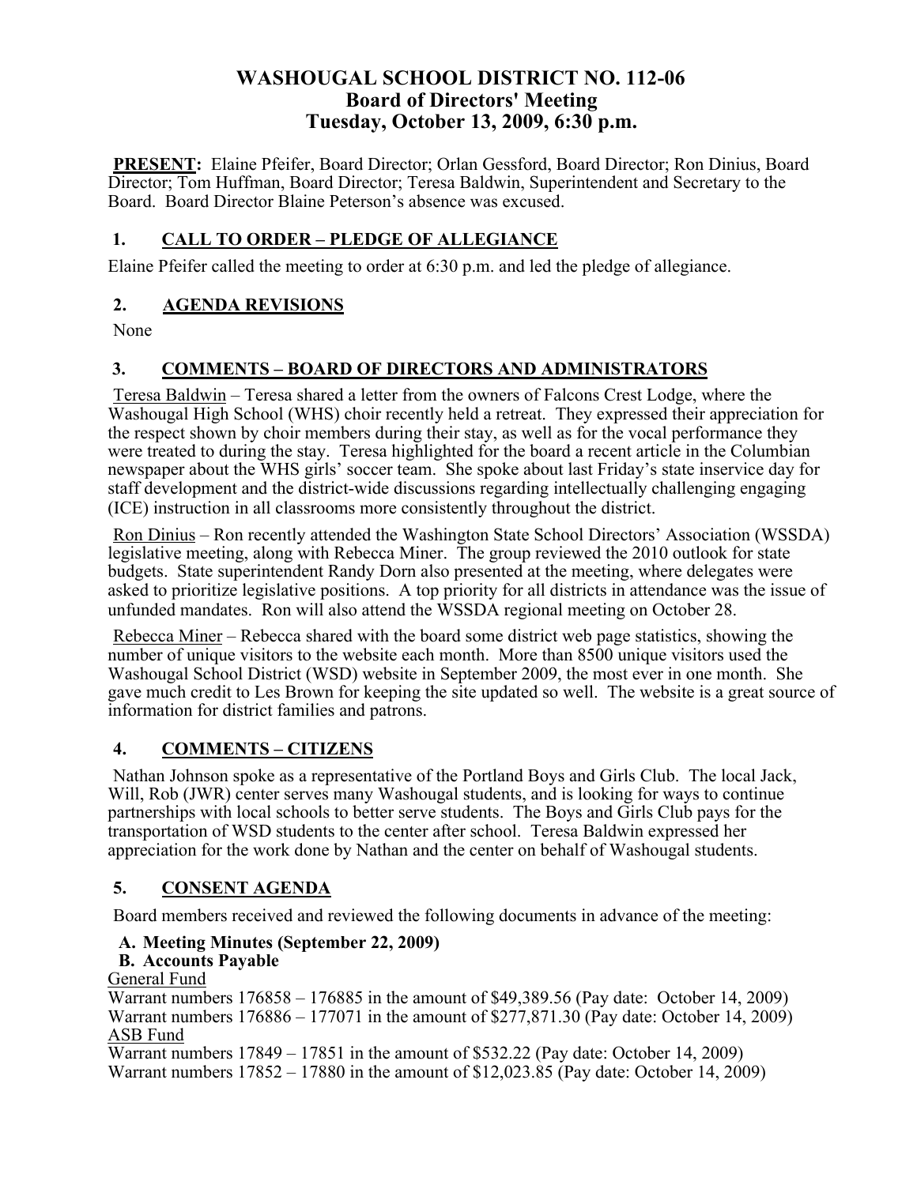# WASHOUGAL SCHOOL DISTRICT NO. 112-06
## Board of Directors' Meeting
## Tuesday, October 13, 2009, 6:30 p.m.

**PRESENT:** Elaine Pfeifer, Board Director; Orlan Gessford, Board Director; Ron Dinius, Board Director; Tom Huffman, Board Director; Teresa Baldwin, Superintendent and Secretary to the Board. Board Director Blaine Peterson's absence was excused.

### 1. CALL TO ORDER – PLEDGE OF ALLEGIANCE

Elaine Pfeifer called the meeting to order at 6:30 p.m. and led the pledge of allegiance.

### 2. AGENDA REVISIONS

None

### 3. COMMENTS – BOARD OF DIRECTORS AND ADMINISTRATORS

Teresa Baldwin – Teresa shared a letter from the owners of Falcons Crest Lodge, where the Washougal High School (WHS) choir recently held a retreat. They expressed their appreciation for the respect shown by choir members during their stay, as well as for the vocal performance they were treated to during the stay. Teresa highlighted for the board a recent article in the Columbian newspaper about the WHS girls' soccer team. She spoke about last Friday's state inservice day for staff development and the district-wide discussions regarding intellectually challenging engaging (ICE) instruction in all classrooms more consistently throughout the district.

Ron Dinius – Ron recently attended the Washington State School Directors' Association (WSSDA) legislative meeting, along with Rebecca Miner. The group reviewed the 2010 outlook for state budgets. State superintendent Randy Dorn also presented at the meeting, where delegates were asked to prioritize legislative positions. A top priority for all districts in attendance was the issue of unfunded mandates. Ron will also attend the WSSDA regional meeting on October 28.

Rebecca Miner – Rebecca shared with the board some district web page statistics, showing the number of unique visitors to the website each month. More than 8500 unique visitors used the Washougal School District (WSD) website in September 2009, the most ever in one month. She gave much credit to Les Brown for keeping the site updated so well. The website is a great source of information for district families and patrons.

### 4. COMMENTS – CITIZENS

Nathan Johnson spoke as a representative of the Portland Boys and Girls Club. The local Jack, Will, Rob (JWR) center serves many Washougal students, and is looking for ways to continue partnerships with local schools to better serve students. The Boys and Girls Club pays for the transportation of WSD students to the center after school. Teresa Baldwin expressed her appreciation for the work done by Nathan and the center on behalf of Washougal students.

### 5. CONSENT AGENDA

Board members received and reviewed the following documents in advance of the meeting:

**A. Meeting Minutes (September 22, 2009)**

**B. Accounts Payable**

General Fund

Warrant numbers 176858 – 176885 in the amount of $49,389.56 (Pay date: October 14, 2009)
Warrant numbers 176886 – 177071 in the amount of $277,871.30 (Pay date: October 14, 2009)

ASB Fund

Warrant numbers 17849 – 17851 in the amount of $532.22 (Pay date: October 14, 2009)
Warrant numbers 17852 – 17880 in the amount of $12,023.85 (Pay date: October 14, 2009)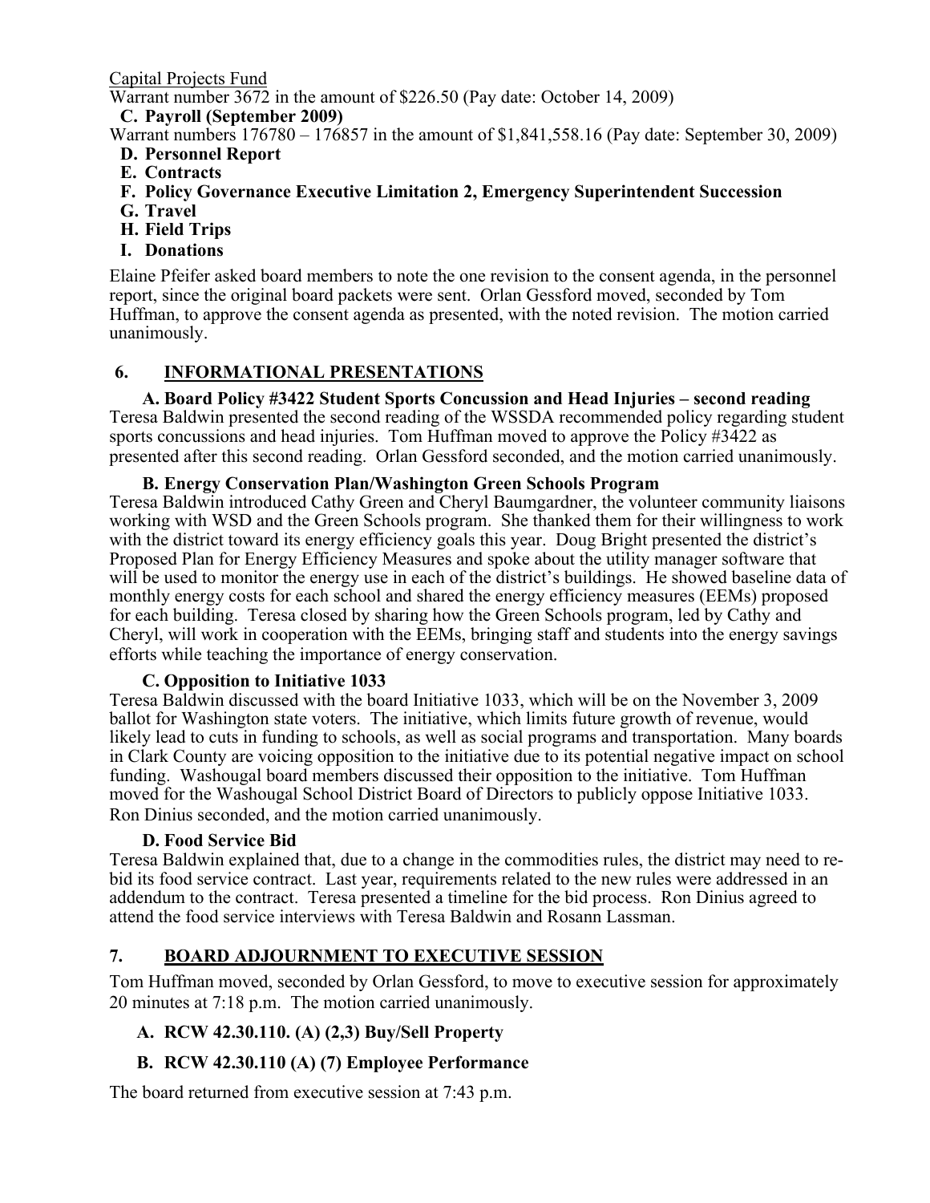Capital Projects Fund

Warrant number 3672 in the amount of $226.50 (Pay date: October 14, 2009)

**C. Payroll (September 2009)**

Warrant numbers 176780 – 176857 in the amount of $1,841,558.16 (Pay date: September 30, 2009)

**D. Personnel Report**

**E. Contracts**

**F. Policy Governance Executive Limitation 2, Emergency Superintendent Succession**

**G. Travel**

**H. Field Trips**

**I. Donations**

Elaine Pfeifer asked board members to note the one revision to the consent agenda, in the personnel report, since the original board packets were sent. Orlan Gessford moved, seconded by Tom Huffman, to approve the consent agenda as presented, with the noted revision. The motion carried unanimously.

## 6. INFORMATIONAL PRESENTATIONS

**A. Board Policy #3422 Student Sports Concussion and Head Injuries – second reading**

Teresa Baldwin presented the second reading of the WSSDA recommended policy regarding student sports concussions and head injuries. Tom Huffman moved to approve the Policy #3422 as presented after this second reading. Orlan Gessford seconded, and the motion carried unanimously.

**B. Energy Conservation Plan/Washington Green Schools Program**

Teresa Baldwin introduced Cathy Green and Cheryl Baumgardner, the volunteer community liaisons working with WSD and the Green Schools program. She thanked them for their willingness to work with the district toward its energy efficiency goals this year. Doug Bright presented the district's Proposed Plan for Energy Efficiency Measures and spoke about the utility manager software that will be used to monitor the energy use in each of the district's buildings. He showed baseline data of monthly energy costs for each school and shared the energy efficiency measures (EEMs) proposed for each building. Teresa closed by sharing how the Green Schools program, led by Cathy and Cheryl, will work in cooperation with the EEMs, bringing staff and students into the energy savings efforts while teaching the importance of energy conservation.

**C. Opposition to Initiative 1033**

Teresa Baldwin discussed with the board Initiative 1033, which will be on the November 3, 2009 ballot for Washington state voters. The initiative, which limits future growth of revenue, would likely lead to cuts in funding to schools, as well as social programs and transportation. Many boards in Clark County are voicing opposition to the initiative due to its potential negative impact on school funding. Washougal board members discussed their opposition to the initiative. Tom Huffman moved for the Washougal School District Board of Directors to publicly oppose Initiative 1033. Ron Dinius seconded, and the motion carried unanimously.

**D. Food Service Bid**

Teresa Baldwin explained that, due to a change in the commodities rules, the district may need to re-bid its food service contract. Last year, requirements related to the new rules were addressed in an addendum to the contract. Teresa presented a timeline for the bid process. Ron Dinius agreed to attend the food service interviews with Teresa Baldwin and Rosann Lassman.

## 7. BOARD ADJOURNMENT TO EXECUTIVE SESSION

Tom Huffman moved, seconded by Orlan Gessford, to move to executive session for approximately 20 minutes at 7:18 p.m. The motion carried unanimously.

**A. RCW 42.30.110. (A) (2,3) Buy/Sell Property**

**B. RCW 42.30.110 (A) (7) Employee Performance**

The board returned from executive session at 7:43 p.m.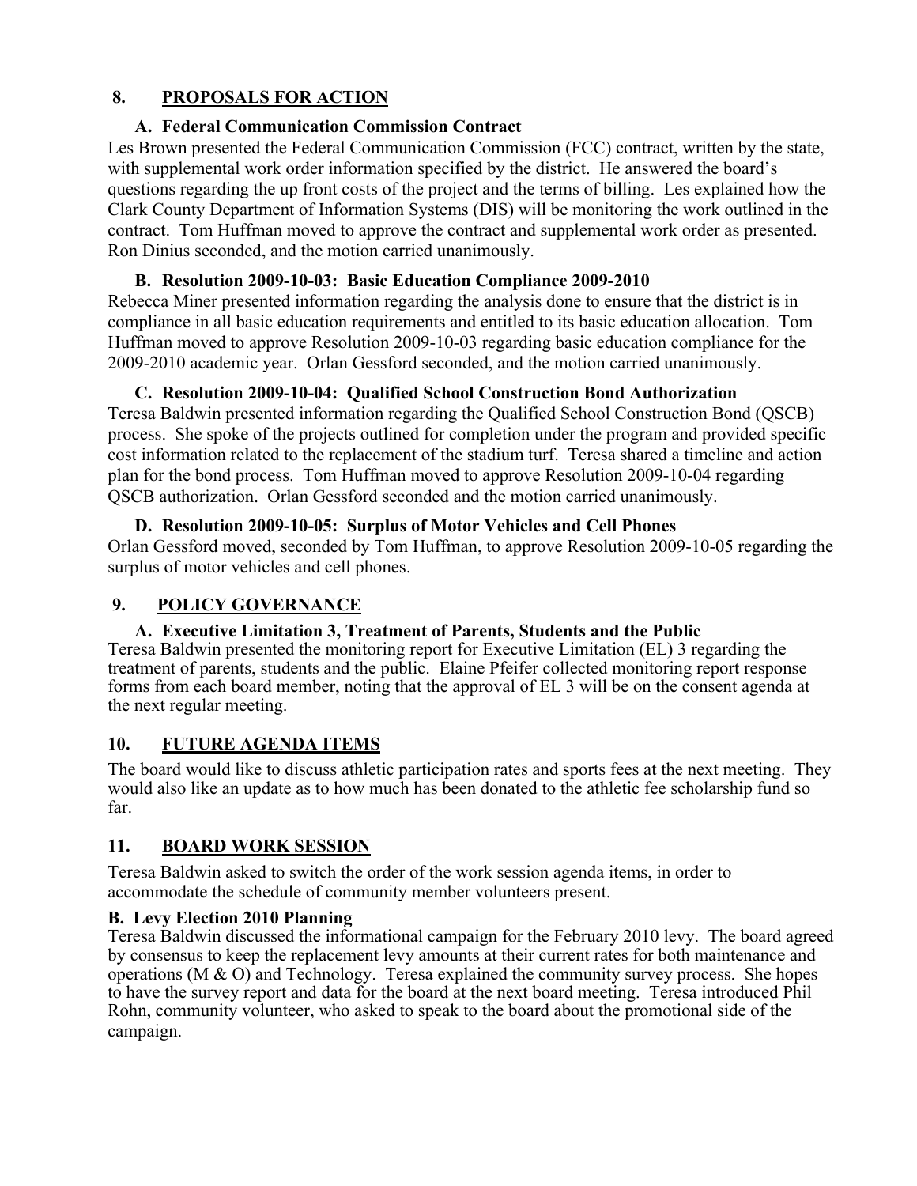## 8. PROPOSALS FOR ACTION

### A. Federal Communication Commission Contract

Les Brown presented the Federal Communication Commission (FCC) contract, written by the state, with supplemental work order information specified by the district. He answered the board's questions regarding the up front costs of the project and the terms of billing. Les explained how the Clark County Department of Information Systems (DIS) will be monitoring the work outlined in the contract. Tom Huffman moved to approve the contract and supplemental work order as presented. Ron Dinius seconded, and the motion carried unanimously.

### B. Resolution 2009-10-03: Basic Education Compliance 2009-2010

Rebecca Miner presented information regarding the analysis done to ensure that the district is in compliance in all basic education requirements and entitled to its basic education allocation. Tom Huffman moved to approve Resolution 2009-10-03 regarding basic education compliance for the 2009-2010 academic year. Orlan Gessford seconded, and the motion carried unanimously.

### C. Resolution 2009-10-04: Qualified School Construction Bond Authorization

Teresa Baldwin presented information regarding the Qualified School Construction Bond (QSCB) process. She spoke of the projects outlined for completion under the program and provided specific cost information related to the replacement of the stadium turf. Teresa shared a timeline and action plan for the bond process. Tom Huffman moved to approve Resolution 2009-10-04 regarding QSCB authorization. Orlan Gessford seconded and the motion carried unanimously.

### D. Resolution 2009-10-05: Surplus of Motor Vehicles and Cell Phones

Orlan Gessford moved, seconded by Tom Huffman, to approve Resolution 2009-10-05 regarding the surplus of motor vehicles and cell phones.

## 9. POLICY GOVERNANCE

### A. Executive Limitation 3, Treatment of Parents, Students and the Public

Teresa Baldwin presented the monitoring report for Executive Limitation (EL) 3 regarding the treatment of parents, students and the public. Elaine Pfeifer collected monitoring report response forms from each board member, noting that the approval of EL 3 will be on the consent agenda at the next regular meeting.

## 10. FUTURE AGENDA ITEMS

The board would like to discuss athletic participation rates and sports fees at the next meeting. They would also like an update as to how much has been donated to the athletic fee scholarship fund so far.

## 11. BOARD WORK SESSION

Teresa Baldwin asked to switch the order of the work session agenda items, in order to accommodate the schedule of community member volunteers present.

### B. Levy Election 2010 Planning

Teresa Baldwin discussed the informational campaign for the February 2010 levy. The board agreed by consensus to keep the replacement levy amounts at their current rates for both maintenance and operations (M & O) and Technology. Teresa explained the community survey process. She hopes to have the survey report and data for the board at the next board meeting. Teresa introduced Phil Rohn, community volunteer, who asked to speak to the board about the promotional side of the campaign.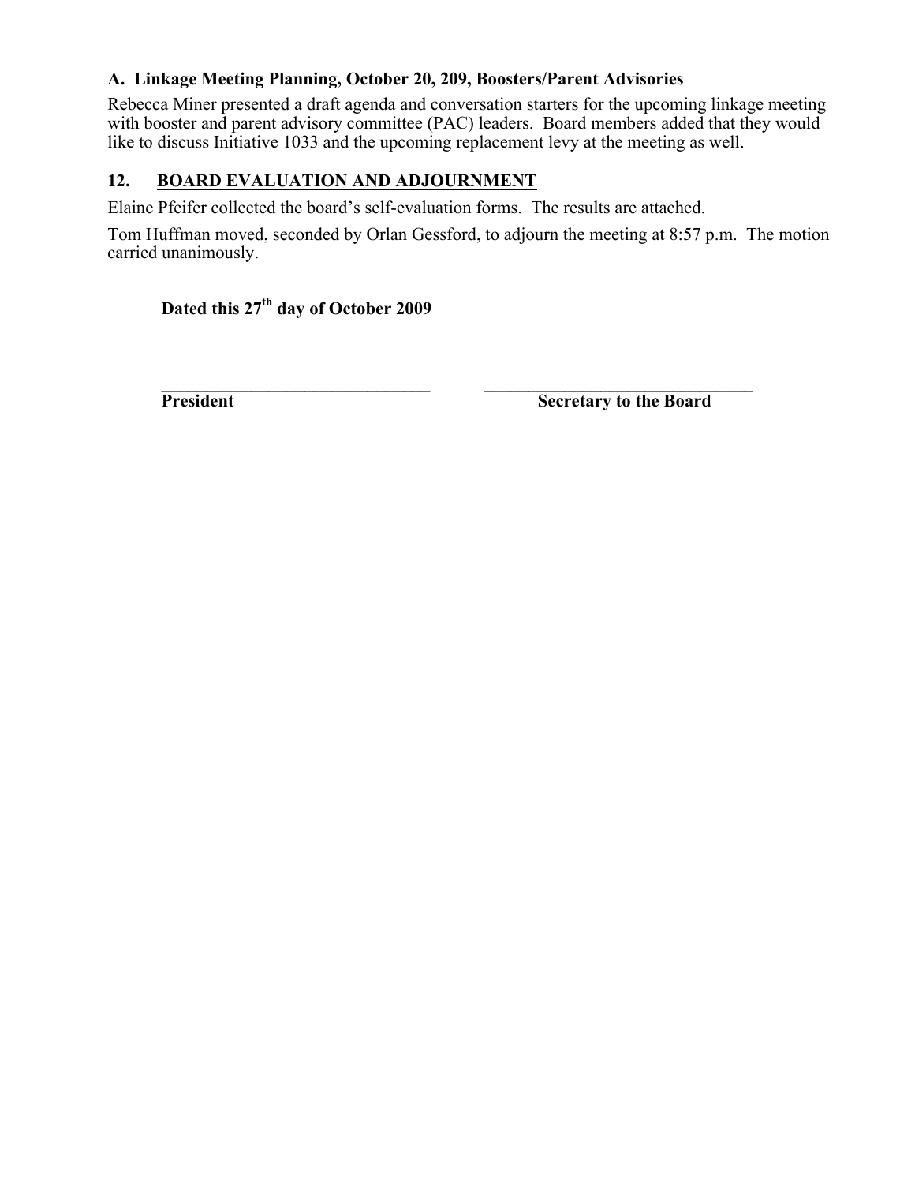### A. Linkage Meeting Planning, October 20, 209, Boosters/Parent Advisories

Rebecca Miner presented a draft agenda and conversation starters for the upcoming linkage meeting with booster and parent advisory committee (PAC) leaders. Board members added that they would like to discuss Initiative 1033 and the upcoming replacement levy at the meeting as well.

## 12. BOARD EVALUATION AND ADJOURNMENT

Elaine Pfeifer collected the board's self-evaluation forms. The results are attached.

Tom Huffman moved, seconded by Orlan Gessford, to adjourn the meeting at 8:57 p.m. The motion carried unanimously.

**Dated this 27th day of October 2009**

________________________________ ________________________________

**President** **Secretary to the Board**